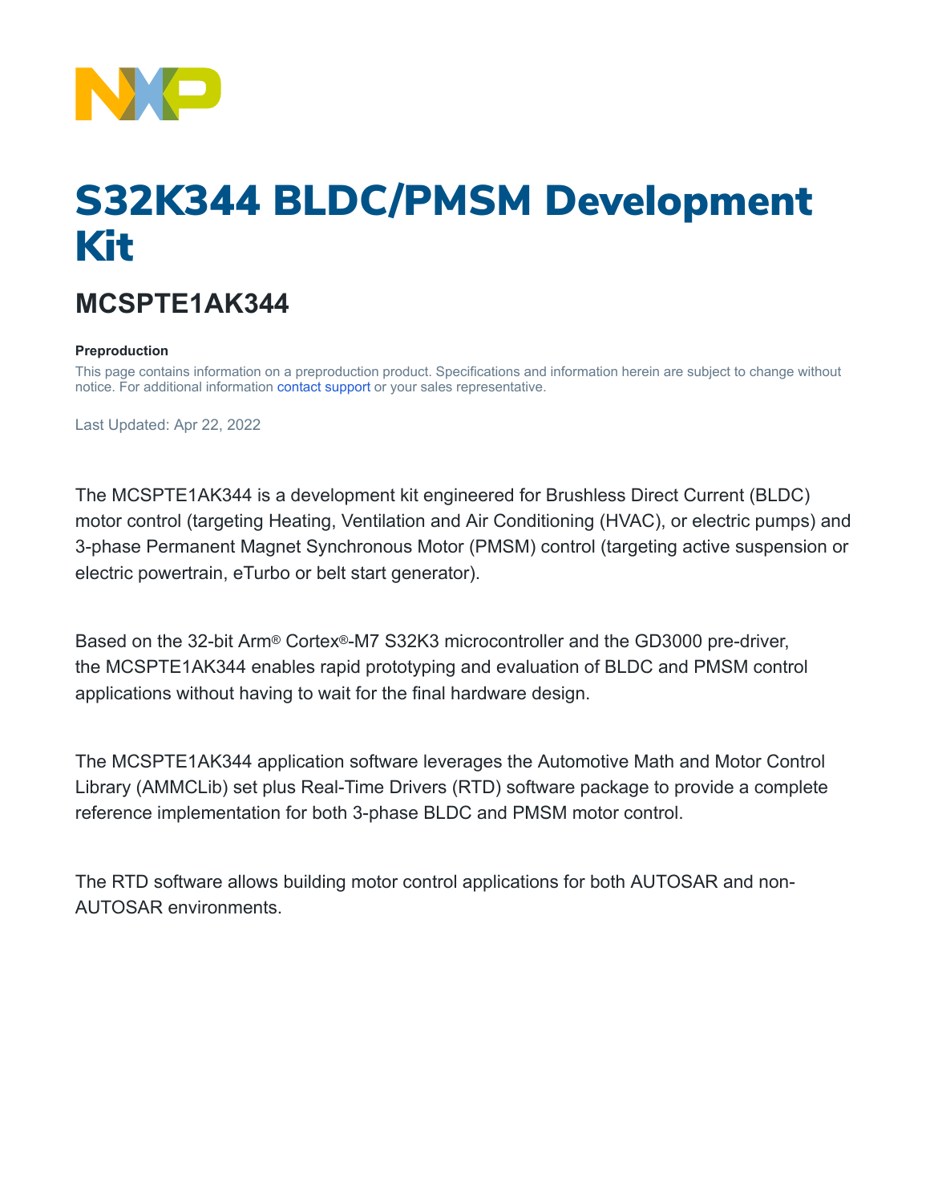# S32K344 BLDC/PMSM Development Kit

## MCSPTE1AK344

**Preproduction**

This page contains information on a preproduction product. Specifications and information herein are subject to change without notice. For additional information contact support or your sales representative.

Last Updated: Apr 22, 2022

The MCSPTE1AK344 is a development kit engineered for Brushless Direct Current (BLDC) motor control (targeting Heating, Ventilation and Air Conditioning (HVAC), or electric pumps) and 3-phase Permanent Magnet Synchronous Motor (PMSM) control (targeting active suspension or electric powertrain, eTurbo or belt start generator).

Based on the 32-bit Arm® Cortex®-M7 S32K3 microcontroller and the GD3000 pre-driver, the MCSPTE1AK344 enables rapid prototyping and evaluation of BLDC and PMSM control applications without having to wait for the final hardware design.

The MCSPTE1AK344 application software leverages the Automotive Math and Motor Control Library (AMMCLib) set plus Real-Time Drivers (RTD) software package to provide a complete reference implementation for both 3-phase BLDC and PMSM motor control.

The RTD software allows building motor control applications for both AUTOSAR and non-AUTOSAR environments.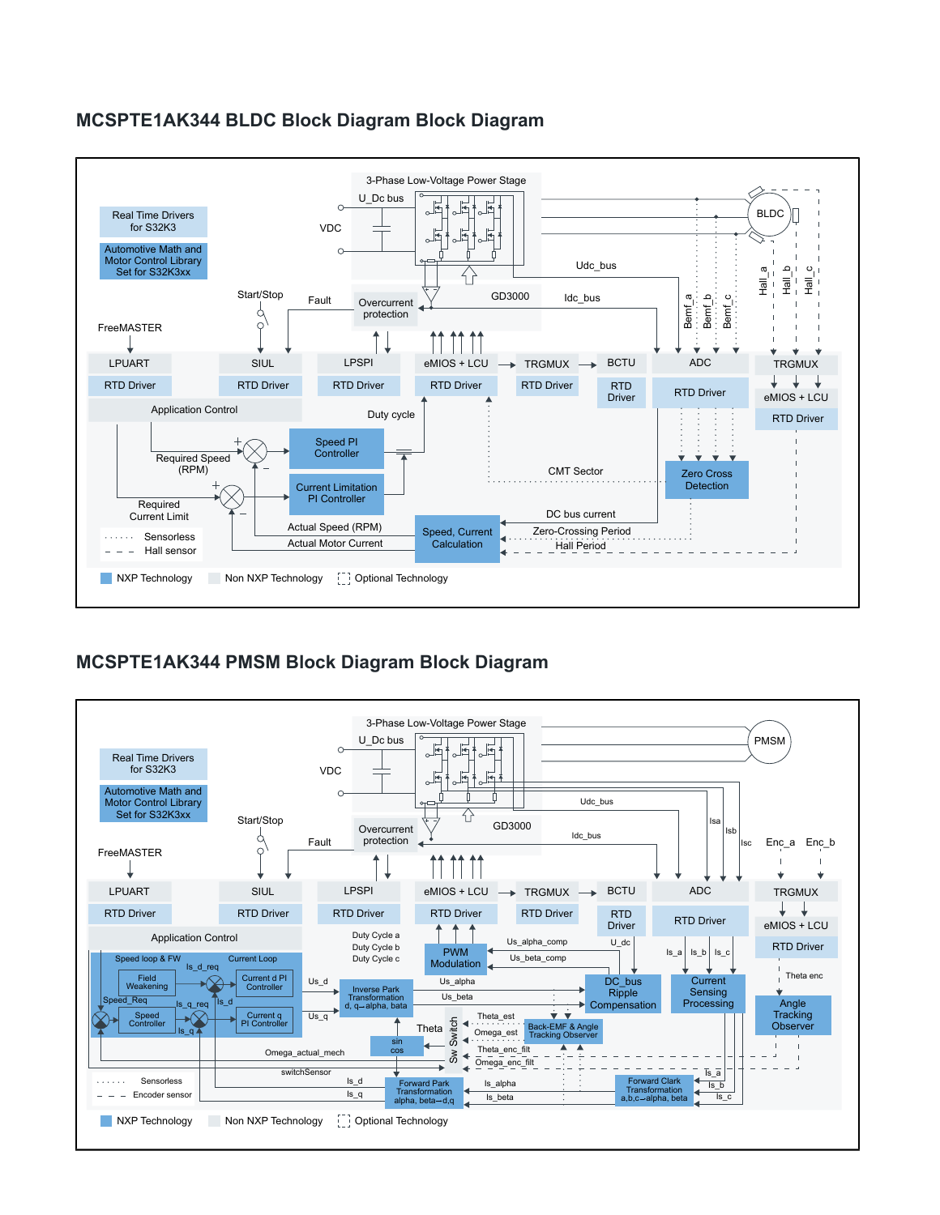## MCSPTE1AK344 BLDC Block Diagram Block Diagram

Real Time Drivers for S32K3

Automotive Math and Motor Control Library Set for S32K3xx

3-Phase Low-Voltage Power Stage

U_Dc bus

VDC

BLDC

Udc_bus

Idc_bus

GD3000

Overcurrent protection

Start/Stop

Fault

FreeMASTER

Bemf_a Bemf_b Bemf_c

Hall_a Hall_b Hall_c

LPUART | RTD Driver

SIUL | RTD Driver

LPSPI | RTD Driver

eMIOS + LCU | RTD Driver

TRGMUX | RTD Driver

BCTU | RTD Driver

ADC | RTD Driver

TRGMUX | eMIOS + LCU | RTD Driver

Application Control

Duty cycle

Required Speed (RPM)

Speed PI Controller

Required Current Limit

Current Limitation PI Controller

CMT Sector

Zero Cross Detection

DC bus current

Zero-Crossing Period

Hall Period

Actual Speed (RPM)

Actual Motor Current

Speed, Current Calculation

Sensorless

Hall sensor

NXP Technology | Non NXP Technology | Optional Technology

## MCSPTE1AK344 PMSM Block Diagram Block Diagram

Real Time Drivers for S32K3

Automotive Math and Motor Control Library Set for S32K3xx

3-Phase Low-Voltage Power Stage

U_Dc bus

VDC

PMSM

Udc_bus

Idc_bus

GD3000

Overcurrent protection

Start/Stop

Fault

FreeMASTER

Isa Isb Isc

Enc_a Enc_b

LPUART | RTD Driver

SIUL | RTD Driver

LPSPI | RTD Driver

eMIOS + LCU | RTD Driver

TRGMUX | RTD Driver

BCTU | RTD Driver

ADC | RTD Driver

TRGMUX | eMIOS + LCU | RTD Driver

Application Control

Speed loop & FW

Current Loop

Field Weakening

Is_d_req

Current d PI Controller

Speed_Req

Is_q_req

Is_d

Speed Controller

Current q PI Controller

Is_q

Us_d

Us_q

Inverse Park Transformation d, q→alpha, beta

Duty Cycle a, Duty Cycle b, Duty Cycle c

PWM Modulation

Us_alpha_comp

Us_beta_comp

U_dc

Us_alpha

Us_beta

DC_bus Ripple Compensation

Is_a Is_b Is_c

Current Sensing Processing

Theta enc

Angle Tracking Observer

Theta

Sw Switch

sin cos

Theta_est

Omega_est

Back-EMF & Angle Tracking Observer

Theta_enc_filt

Omega_enc_filt

Omega_actual_mech

switchSensor

Is_d

Is_q

Forward Park Transformation alpha, beta→d,q

Is_alpha

Is_beta

Forward Clark Transformation a,b,c→alpha, beta

Is_a Is_b Is_c

Sensorless

Encoder sensor

NXP Technology | Non NXP Technology | Optional Technology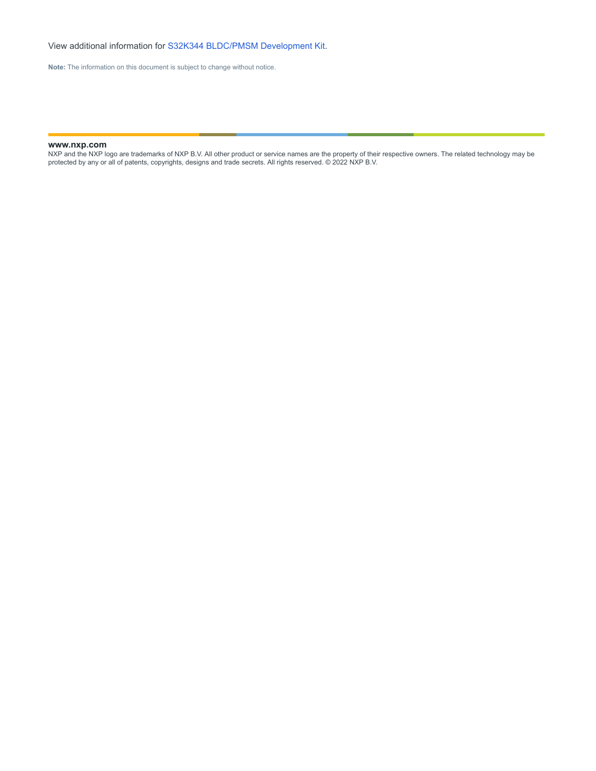View additional information for S32K344 BLDC/PMSM Development Kit.

**Note:** The information on this document is subject to change without notice.

**www.nxp.com**

NXP and the NXP logo are trademarks of NXP B.V. All other product or service names are the property of their respective owners. The related technology may be protected by any or all of patents, copyrights, designs and trade secrets. All rights reserved. © 2022 NXP B.V.